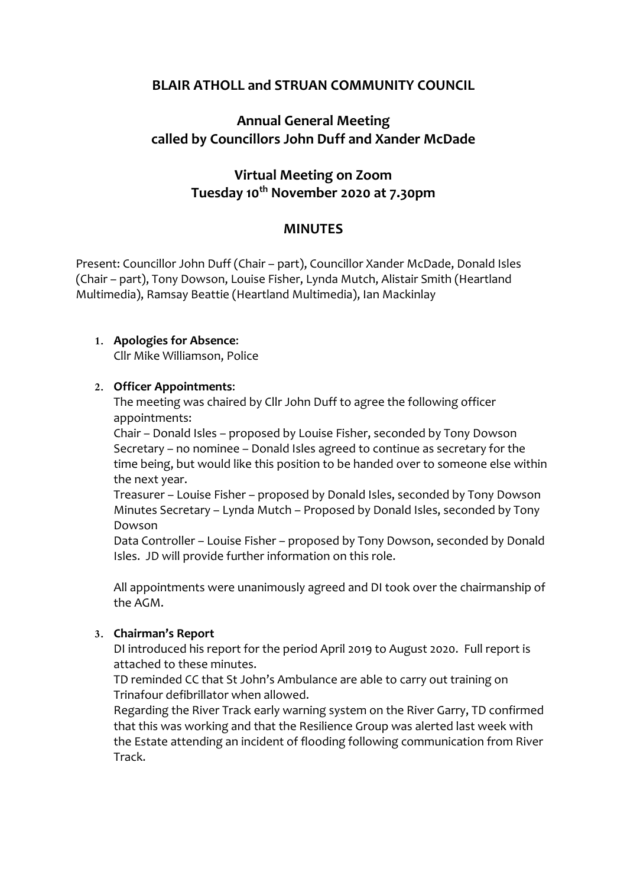# BLAIR ATHOLL and STRUAN COMMUNITY COUNCIL

## Annual General Meeting
## called by Councillors John Duff and Xander McDade

## Virtual Meeting on Zoom
## Tuesday 10th November 2020 at 7.30pm

## MINUTES

Present: Councillor John Duff (Chair – part), Councillor Xander McDade, Donald Isles (Chair – part), Tony Dowson, Louise Fisher, Lynda Mutch, Alistair Smith (Heartland Multimedia), Ramsay Beattie (Heartland Multimedia), Ian Mackinlay

1. **Apologies for Absence**:
   Cllr Mike Williamson, Police

2. **Officer Appointments**:
   The meeting was chaired by Cllr John Duff to agree the following officer appointments:
   Chair – Donald Isles – proposed by Louise Fisher, seconded by Tony Dowson
   Secretary – no nominee – Donald Isles agreed to continue as secretary for the time being, but would like this position to be handed over to someone else within the next year.
   Treasurer – Louise Fisher – proposed by Donald Isles, seconded by Tony Dowson
   Minutes Secretary – Lynda Mutch – Proposed by Donald Isles, seconded by Tony Dowson
   Data Controller – Louise Fisher – proposed by Tony Dowson, seconded by Donald Isles. JD will provide further information on this role.

   All appointments were unanimously agreed and DI took over the chairmanship of the AGM.

3. **Chairman's Report**
   DI introduced his report for the period April 2019 to August 2020. Full report is attached to these minutes.
   TD reminded CC that St John's Ambulance are able to carry out training on Trinafour defibrillator when allowed.
   Regarding the River Track early warning system on the River Garry, TD confirmed that this was working and that the Resilience Group was alerted last week with the Estate attending an incident of flooding following communication from River Track.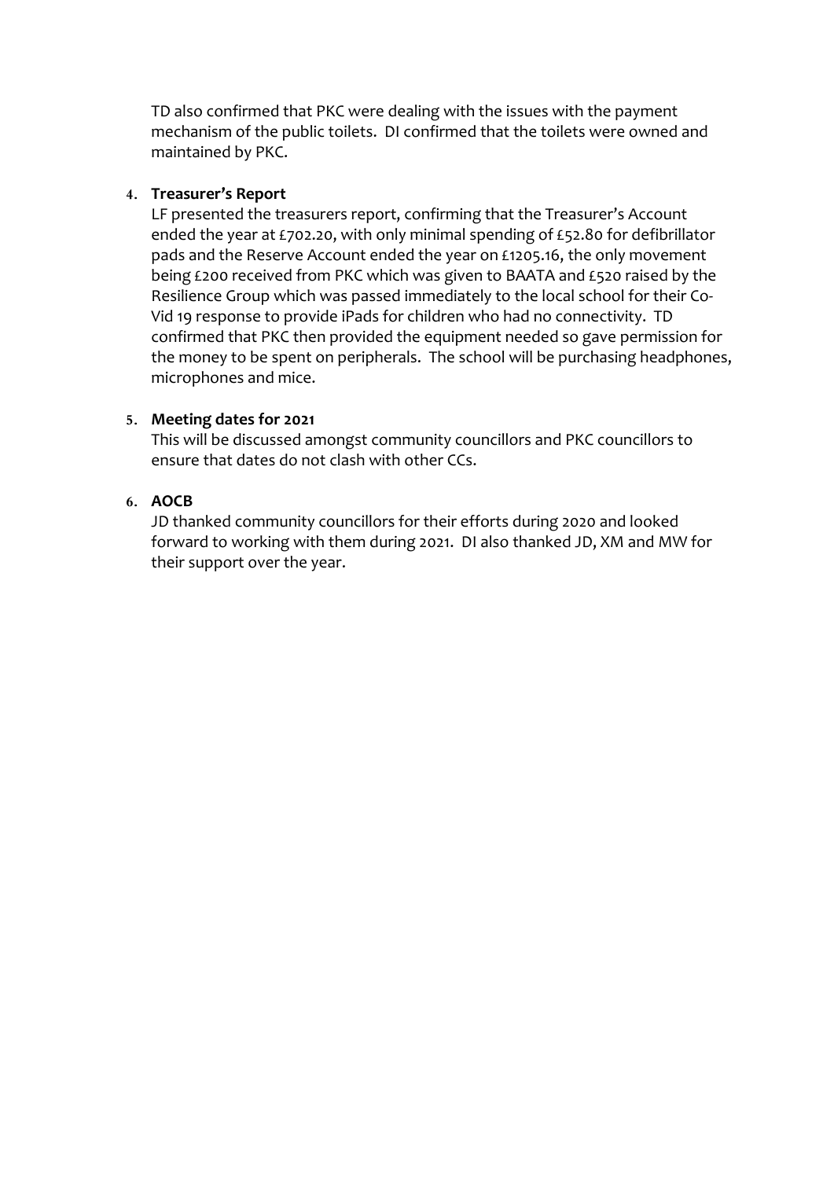TD also confirmed that PKC were dealing with the issues with the payment mechanism of the public toilets. DI confirmed that the toilets were owned and maintained by PKC.

4. **Treasurer's Report**

   LF presented the treasurers report, confirming that the Treasurer's Account ended the year at £702.20, with only minimal spending of £52.80 for defibrillator pads and the Reserve Account ended the year on £1205.16, the only movement being £200 received from PKC which was given to BAATA and £520 raised by the Resilience Group which was passed immediately to the local school for their Co-Vid 19 response to provide iPads for children who had no connectivity. TD confirmed that PKC then provided the equipment needed so gave permission for the money to be spent on peripherals. The school will be purchasing headphones, microphones and mice.

5. **Meeting dates for 2021**

   This will be discussed amongst community councillors and PKC councillors to ensure that dates do not clash with other CCs.

6. **AOCB**

   JD thanked community councillors for their efforts during 2020 and looked forward to working with them during 2021. DI also thanked JD, XM and MW for their support over the year.